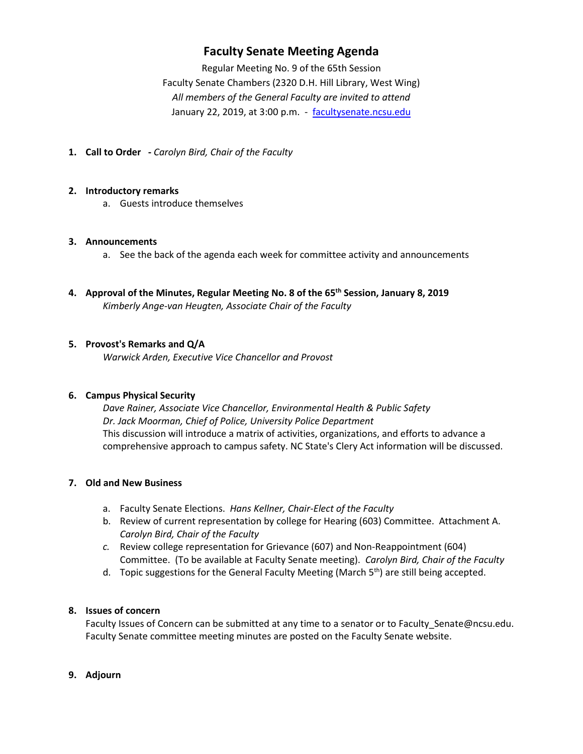# Faculty Senate Meeting Agenda

Regular Meeting No. 9 of the 65th Session
Faculty Senate Chambers (2320 D.H. Hill Library, West Wing)
*All members of the General Faculty are invited to attend*
January 22, 2019, at 3:00 p.m. - facultysenate.ncsu.edu

1. **Call to Order** - *Carolyn Bird, Chair of the Faculty*

2. **Introductory remarks**
   a. Guests introduce themselves

3. **Announcements**
   a. See the back of the agenda each week for committee activity and announcements

4. **Approval of the Minutes, Regular Meeting No. 8 of the 65th Session, January 8, 2019**
   *Kimberly Ange-van Heugten, Associate Chair of the Faculty*

5. **Provost's Remarks and Q/A**
   *Warwick Arden, Executive Vice Chancellor and Provost*

6. **Campus Physical Security**
   *Dave Rainer, Associate Vice Chancellor, Environmental Health & Public Safety*
   *Dr. Jack Moorman, Chief of Police, University Police Department*
   This discussion will introduce a matrix of activities, organizations, and efforts to advance a comprehensive approach to campus safety. NC State's Clery Act information will be discussed.

7. **Old and New Business**
   a. Faculty Senate Elections. *Hans Kellner, Chair-Elect of the Faculty*
   b. Review of current representation by college for Hearing (603) Committee. Attachment A. *Carolyn Bird, Chair of the Faculty*
   c. Review college representation for Grievance (607) and Non-Reappointment (604) Committee. (To be available at Faculty Senate meeting). *Carolyn Bird, Chair of the Faculty*
   d. Topic suggestions for the General Faculty Meeting (March 5th) are still being accepted.

8. **Issues of concern**
   Faculty Issues of Concern can be submitted at any time to a senator or to Faculty_Senate@ncsu.edu. Faculty Senate committee meeting minutes are posted on the Faculty Senate website.

9. **Adjourn**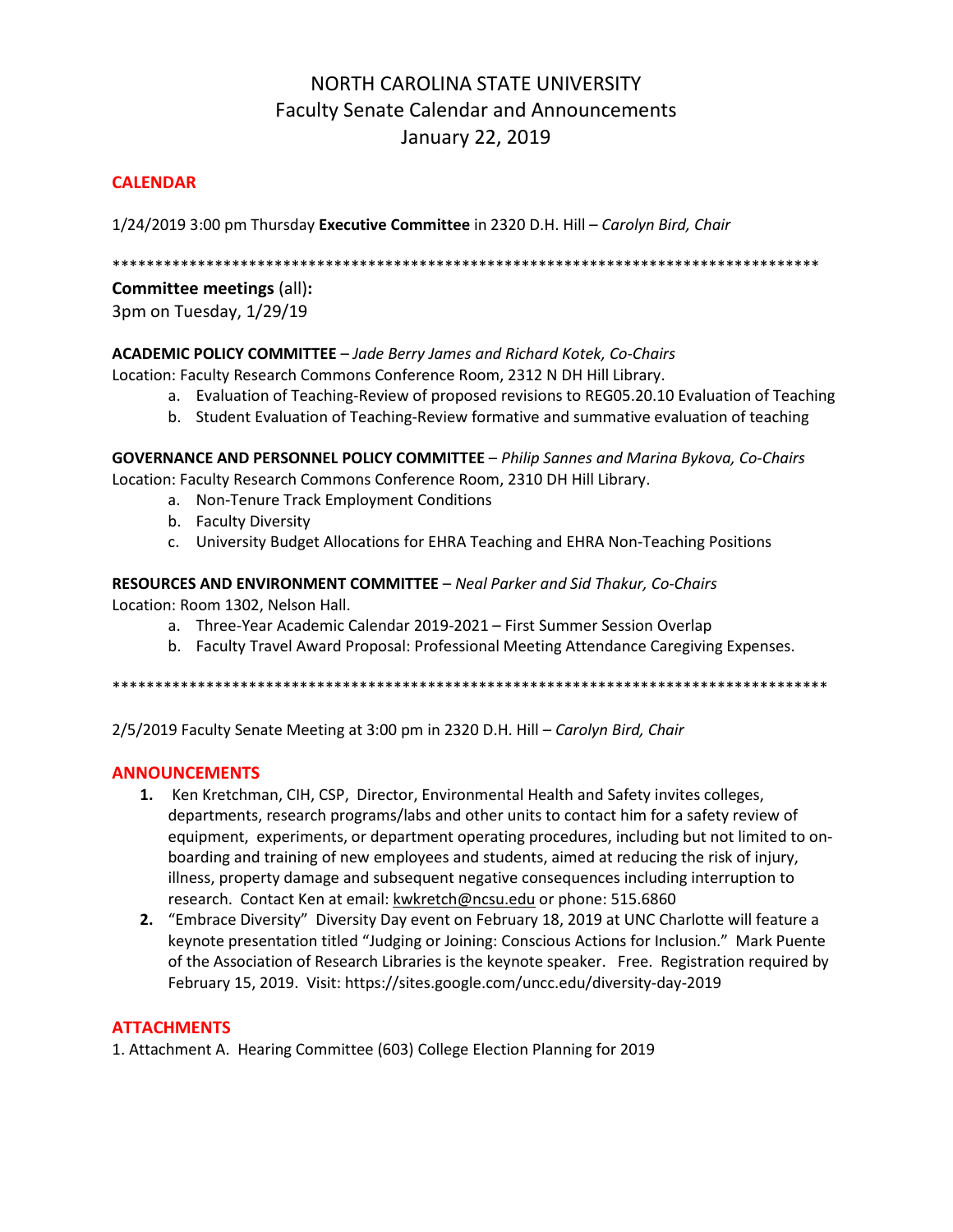# NORTH CAROLINA STATE UNIVERSITY
## Faculty Senate Calendar and Announcements
## January 22, 2019

### CALENDAR

1/24/2019 3:00 pm Thursday **Executive Committee** in 2320 D.H. Hill – *Carolyn Bird, Chair*

****************************************************************************************

**Committee meetings** (all)**:**
3pm on Tuesday, 1/29/19

**ACADEMIC POLICY COMMITTEE** – *Jade Berry James and Richard Kotek, Co-Chairs*
Location: Faculty Research Commons Conference Room, 2312 N DH Hill Library.

a. Evaluation of Teaching-Review of proposed revisions to REG05.20.10 Evaluation of Teaching
b. Student Evaluation of Teaching-Review formative and summative evaluation of teaching

**GOVERNANCE AND PERSONNEL POLICY COMMITTEE** – *Philip Sannes and Marina Bykova, Co-Chairs*
Location: Faculty Research Commons Conference Room, 2310 DH Hill Library.

a. Non-Tenure Track Employment Conditions
b. Faculty Diversity
c. University Budget Allocations for EHRA Teaching and EHRA Non-Teaching Positions

**RESOURCES AND ENVIRONMENT COMMITTEE** – *Neal Parker and Sid Thakur, Co-Chairs*
Location: Room 1302, Nelson Hall.

a. Three-Year Academic Calendar 2019-2021 – First Summer Session Overlap
b. Faculty Travel Award Proposal: Professional Meeting Attendance Caregiving Expenses.

****************************************************************************************

2/5/2019 Faculty Senate Meeting at 3:00 pm in 2320 D.H. Hill – *Carolyn Bird, Chair*

### ANNOUNCEMENTS

1. Ken Kretchman, CIH, CSP, Director, Environmental Health and Safety invites colleges, departments, research programs/labs and other units to contact him for a safety review of equipment, experiments, or department operating procedures, including but not limited to on-boarding and training of new employees and students, aimed at reducing the risk of injury, illness, property damage and subsequent negative consequences including interruption to research. Contact Ken at email: kwkretch@ncsu.edu or phone: 515.6860
2. "Embrace Diversity" Diversity Day event on February 18, 2019 at UNC Charlotte will feature a keynote presentation titled "Judging or Joining: Conscious Actions for Inclusion." Mark Puente of the Association of Research Libraries is the keynote speaker. Free. Registration required by February 15, 2019. Visit: https://sites.google.com/uncc.edu/diversity-day-2019

### ATTACHMENTS

1. Attachment A. Hearing Committee (603) College Election Planning for 2019